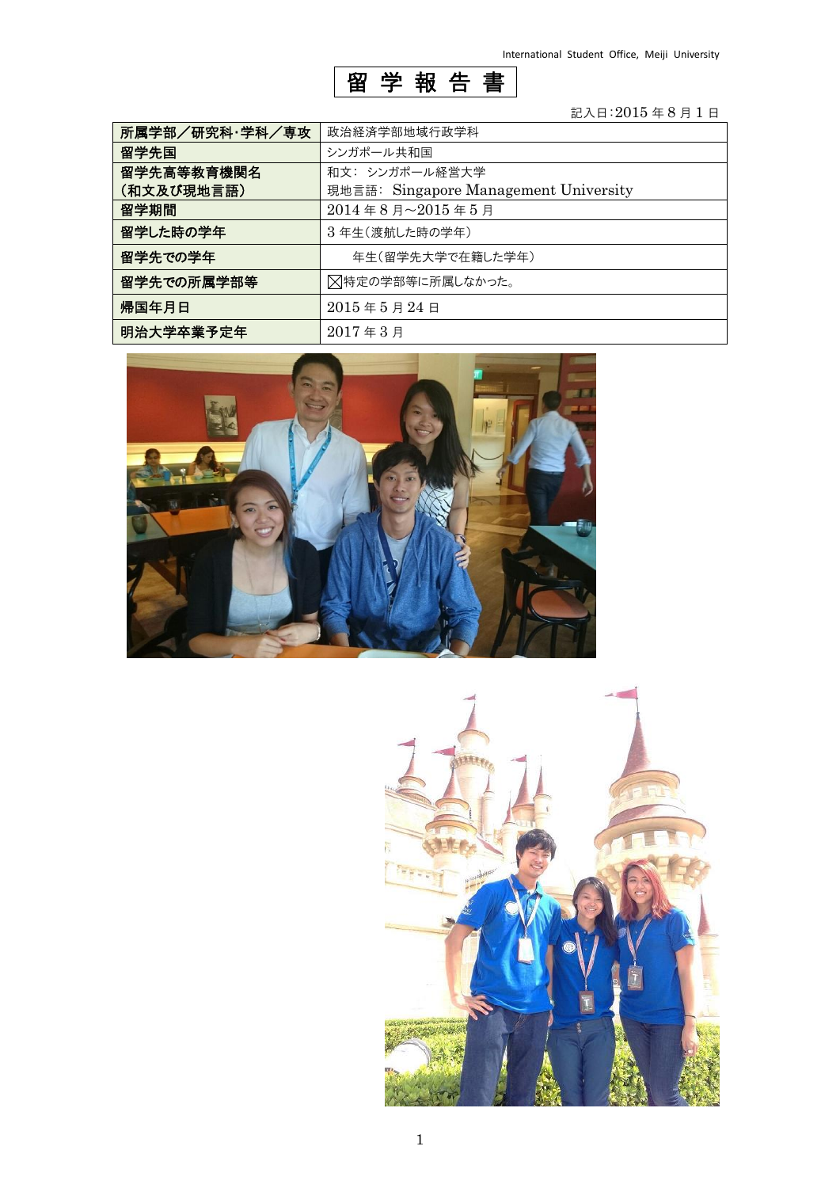# 留 学 報 告 書

記入日:2015 年 8 月 1 日

| 所属学部／研究科･学科／専攻 | 政治経済学部地域行政学科 |
|---|---|
| 留学先国 | シンガポール共和国 |
| 留学先高等教育機関名<br>（和文及び現地言語） | 和文： シンガポール経営大学<br>現地言語： Singapore Management University |
| 留学期間 | 2014 年 8 月～2015 年 5 月 |
| 留学した時の学年 | 3 年生（渡航した時の学年） |
| 留学先での学年 | 年生（留学先大学で在籍した学年） |
| 留学先での所属学部等 | ☒特定の学部等に所属しなかった。 |
| 帰国年月日 | 2015 年 5 月 24 日 |
| 明治大学卒業予定年 | 2017 年 3 月 |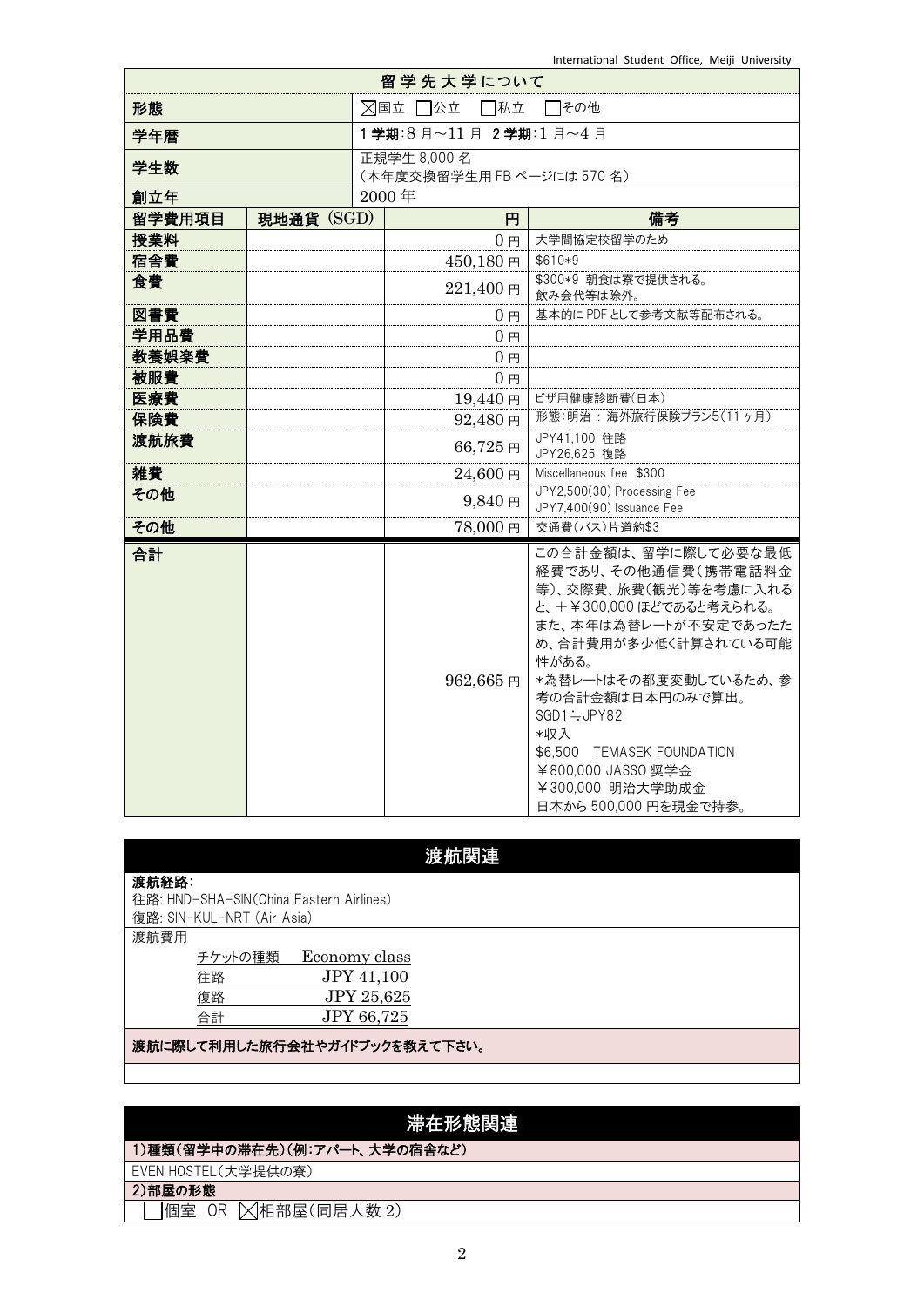| 留学先大学について | | | |
|---|---|---|---|
| 形態 | | ☒国立 ☐公立 ☐私立 ☐その他 | |
| 学年暦 | | 1学期:8月～11月 2学期:1月～4月 | |
| 学生数 | | 正規学生 8,000 名<br>(本年度交換留学生用 FB ページには 570 名) | |
| 創立年 | | 2000 年 | |
| 留学費用項目 | 現地通貨 (SGD) | 円 | 備考 |
| 授業料 | | 0 円 | 大学間協定校留学のため |
| 宿舎費 | | 450,180 円 | $610*9 |
| 食費 | | 221,400 円 | $300*9 朝食は寮で提供される。<br>飲み会代等は除外。 |
| 図書費 | | 0 円 | 基本的に PDF として参考文献等配布される。 |
| 学用品費 | | 0 円 | |
| 教養娯楽費 | | 0 円 | |
| 被服費 | | 0 円 | |
| 医療費 | | 19,440 円 | ビザ用健康診断費(日本) |
| 保険費 | | 92,480 円 | 形態:明治 : 海外旅行保険プラン5(11 ヶ月) |
| 渡航旅費 | | 66,725 円 | JPY41,100 往路<br>JPY26,625 復路 |
| 雑費 | | 24,600 円 | Miscellaneous fee $300 |
| その他 | | 9,840 円 | JPY2,500(30) Processing Fee<br>JPY7,400(90) Issuance Fee |
| その他 | | 78,000 円 | 交通費(バス)片道約$3 |
| 合計 | | 962,665 円 | この合計金額は、留学に際して必要な最低経費であり、その他通信費(携帯電話料金等)、交際費、旅費(観光)等を考慮に入れると、+￥300,000 ほどであると考えられる。<br>また、本年は為替レートが不安定であったため、合計費用が多少低く計算されている可能性がある。<br>*為替レートはその都度変動しているため、参考の合計金額は日本円のみで算出。<br>SGD1≒JPY82<br>*収入<br>$6,500 TEMASEK FOUNDATION<br>￥800,000 JASSO 奨学金<br>￥300,000 明治大学助成金<br>日本から 500,000 円を現金で持参。 |

## 渡航関連

**渡航経路:**

往路: HND-SHA-SIN(China Eastern Airlines)
復路: SIN-KUL-NRT (Air Asia)

渡航費用

| チケットの種類 | Economy class |
|---|---|
| 往路 | JPY 41,100 |
| 復路 | JPY 25,625 |
| 合計 | JPY 66,725 |

**渡航に際して利用した旅行会社やガイドブックを教えて下さい。**

## 滞在形態関連

**1)種類(留学中の滞在先)(例:アパート、大学の宿舎など)**

EVEN HOSTEL(大学提供の寮)

**2)部屋の形態**

☐個室 OR ☒相部屋(同居人数 2)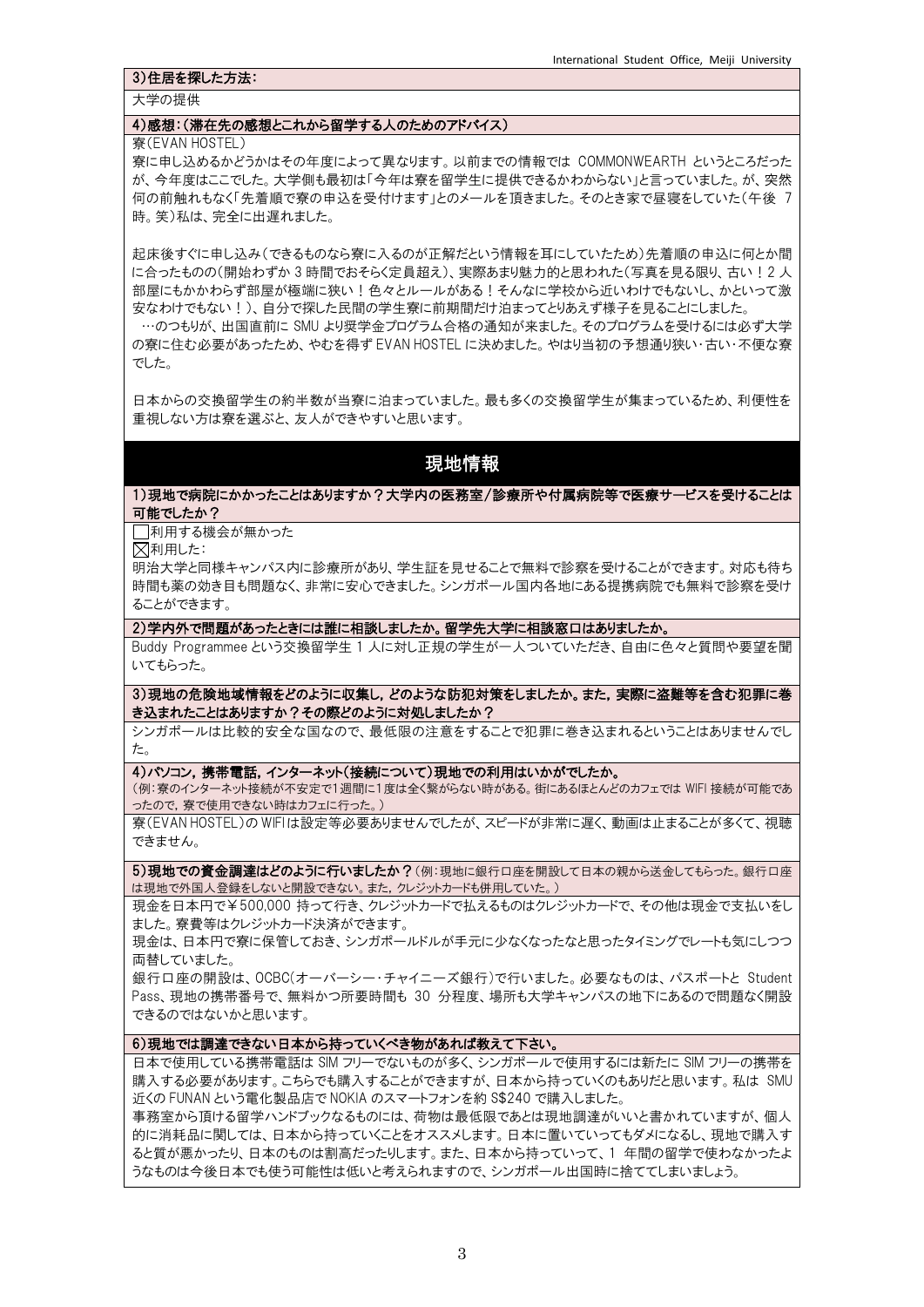**3)住居を探した方法：**

大学の提供

**4)感想：(滞在先の感想とこれから留学する人のためのアドバイス)**

寮(EVAN HOSTEL)

寮に申し込めるかどうかはその年度によって異なります。以前までの情報では COMMONWEARTH というところだったが、今年度はここでした。大学側も最初は「今年は寮を留学生に提供できるかわからない」と言っていました。が、突然何の前触れもなく「先着順で寮の申込を受付けます」とのメールを頂きました。そのとき家で昼寝をしていた(午後 7 時。笑)私は、完全に出遅れました。

起床後すぐに申し込み(できるものなら寮に入るのが正解だという情報を耳にしていたため)先着順の申込に何とか間に合ったものの(開始わずか 3 時間でおそらく定員超え)、実際あまり魅力的と思われた(写真を見る限り、古い！2 人部屋にもかかわらず部屋が極端に狭い！色々とルールがある！そんなに学校から近いわけでもないし、かといって激安なわけでもない！)、自分で探した民間の学生寮に前期間だけ泊まってとりあえず様子を見ることにしました。

…のつもりが、出国直前に SMU より奨学金プログラム合格の通知が来ました。そのプログラムを受けるには必ず大学の寮に住む必要があったため、やむを得ず EVAN HOSTEL に決めました。やはり当初の予想通り狭い・古い・不便な寮でした。

日本からの交換留学生の約半数が当寮に泊まっていました。最も多くの交換留学生が集まっているため、利便性を重視しない方は寮を選ぶと、友人ができやすいと思います。

## 現地情報

**1)現地で病院にかかったことはありますか？大学内の医務室/診療所や付属病院等で医療サービスを受けることは可能でしたか？**

□利用する機会が無かった
☒利用した：

明治大学と同様キャンパス内に診療所があり、学生証を見せることで無料で診察を受けることができます。対応も待ち時間も薬の効き目も問題なく、非常に安心できました。シンガポール国内各地にある提携病院でも無料で診察を受けることができます。

**2)学内外で問題があったときには誰に相談しましたか。留学先大学に相談窓口はありましたか。**

Buddy Programmee という交換留学生 1 人に対し正規の学生が一人ついていただき、自由に色々と質問や要望を聞いてもらった。

**3)現地の危険地域情報をどのように収集し，どのような防犯対策をしましたか。また，実際に盗難等を含む犯罪に巻き込まれたことはありますか？その際どのように対処しましたか？**

シンガポールは比較的安全な国なので、最低限の注意をすることで犯罪に巻き込まれるということはありませんでした。

**4)パソコン，携帯電話，インターネット(接続について)現地での利用はいかがでしたか。**
(例：寮のインターネット接続が不安定で1週間に1度は全く繋がらない時がある。街にあるほとんどのカフェでは WIFI 接続が可能であったので，寮で使用できない時はカフェに行った。)

寮(EVAN HOSTEL)の WIFI は設定等必要ありませんでしたが、スピードが非常に遅く、動画は止まることが多くて、視聴できません。

**5)現地での資金調達はどのように行いましたか？**(例：現地に銀行口座を開設して日本の親から送金してもらった。銀行口座は現地で外国人登録をしないと開設できない。また，クレジットカードも併用していた。)

現金を日本円で￥500,000 持って行き、クレジットカードで払えるものはクレジットカードで、その他は現金で支払いをしました。寮費等はクレジットカード決済ができます。

現金は、日本円で寮に保管しておき、シンガポールドルが手元に少なくなったなと思ったタイミングでレートも気にしつつ両替していました。

銀行口座の開設は、OCBC(オーバーシー・チャイニーズ銀行)で行いました。必要なものは、パスポートと Student Pass、現地の携帯番号で、無料かつ所要時間も 30 分程度、場所も大学キャンパスの地下にあるので問題なく開設できるのではないかと思います。

**6)現地では調達できない日本から持っていくべき物があれば教えて下さい。**

日本で使用している携帯電話は SIM フリーでないものが多く、シンガポールで使用するには新たに SIM フリーの携帯を購入する必要があります。こちらでも購入することができますが、日本から持っていくのもありだと思います。私は SMU 近くの FUNAN という電化製品店で NOKIA のスマートフォンを約 S$240 で購入しました。

事務室から頂ける留学ハンドブックなるものには、荷物は最低限であとは現地調達がいいと書かれていますが、個人的に消耗品に関しては、日本から持っていくことをオススメします。日本に置いていってもダメになるし、現地で購入すると質が悪かったり、日本のものは割高だったりします。また、日本から持っていって、1 年間の留学で使わなかったようなものは今後日本でも使う可能性は低いと考えられますので、シンガポール出国時に捨ててしまいましょう。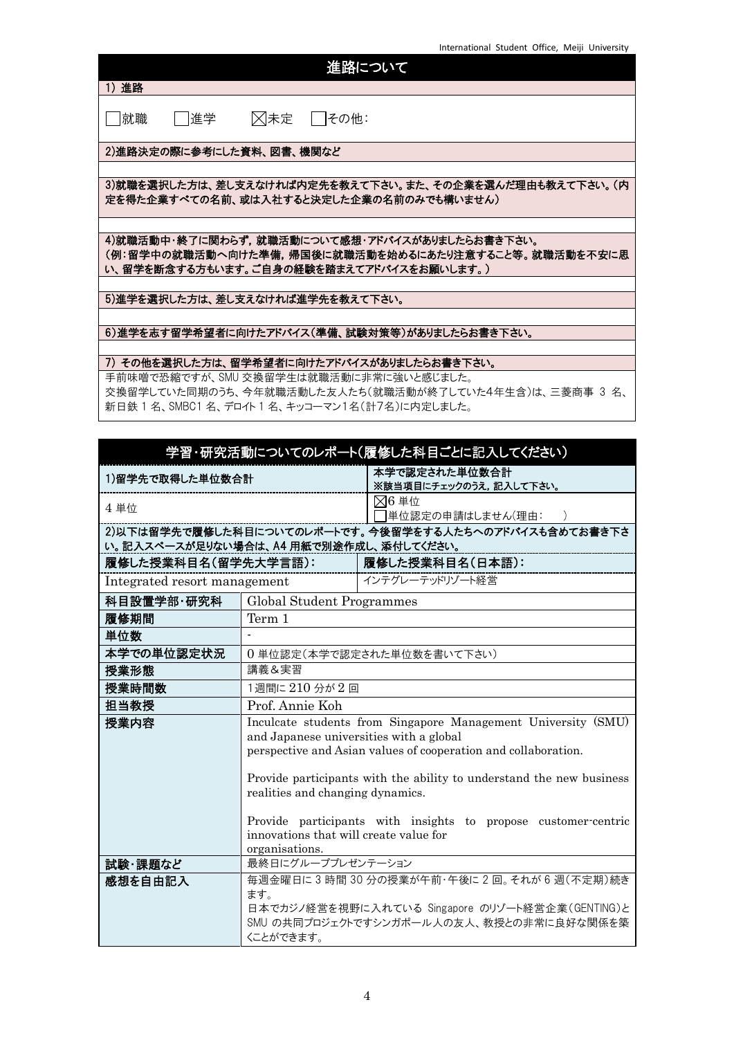## 進路について

**1) 進路**

☐就職　☐進学　☒未定　☐その他：

**2)進路決定の際に参考にした資料、図書、機関など**

**3)就職を選択した方は、差し支えなければ内定先を教えて下さい。また、その企業を選んだ理由も教えて下さい。（内定を得た企業すべての名前、或は入社すると決定した企業の名前のみでも構いません）**

**4)就職活動中・終了に関わらず，就職活動について感想・アドバイスがありましたらお書き下さい。**
**（例：留学中の就職活動へ向けた準備，帰国後に就職活動を始めるにあたり注意すること等。就職活動を不安に思い、留学を断念する方もいます。ご自身の経験を踏まえてアドバイスをお願いします。）**

**5)進学を選択した方は、差し支えなければ進学先を教えて下さい。**

**6)進学を志す留学希望者に向けたアドバイス（準備、試験対策等）がありましたらお書き下さい。**

**7) その他を選択した方は、留学希望者に向けたアドバイスがありましたらお書き下さい。**

手前味噌で恐縮ですが、SMU 交換留学生は就職活動に非常に強いと感じました。
交換留学していた同期のうち、今年就職活動した友人たち（就職活動が終了していた4年生含）は、三菱商事 3 名、新日鉄 1 名、SMBC1 名、デロイト 1 名、キッコーマン1名（計7名）に内定しました。

## 学習・研究活動についてのレポート（履修した科目ごとに記入してください）

| 1)留学先で取得した単位数合計 | 本学で認定された単位数合計<br>※該当項目にチェックのうえ，記入して下さい。 |
|---|---|
| 4 単位 | ☒6 単位<br>☐単位認定の申請はしません（理由：　） |

**2)以下は留学先で履修した科目についてのレポートです。今後留学をする人たちへのアドバイスも含めてお書き下さい。記入スペースが足りない場合は、A4 用紙で別途作成し、添付してください。**

| 履修した授業科目名（留学先大学言語）： | 履修した授業科目名（日本語）： |
|---|---|
| Integrated resort management | インテグレーテッドリゾート経営 |

| 項目 | 内容 |
|---|---|
| 科目設置学部・研究科 | Global Student Programmes |
| 履修期間 | Term 1 |
| 単位数 | - |
| 本学での単位認定状況 | 0 単位認定（本学で認定された単位数を書いて下さい） |
| 授業形態 | 講義＆実習 |
| 授業時間数 | 1週間に 210 分が 2 回 |
| 担当教授 | Prof. Annie Koh |
| 授業内容 | Inculcate students from Singapore Management University (SMU) and Japanese universities with a global perspective and Asian values of cooperation and collaboration.<br><br>Provide participants with the ability to understand the new business realities and changing dynamics.<br><br>Provide participants with insights to propose customer-centric innovations that will create value for organisations. |
| 試験・課題など | 最終日にグループプレゼンテーション |
| 感想を自由記入 | 毎週金曜日に 3 時間 30 分の授業が午前・午後に 2 回。それが 6 週（不定期）続きます。<br>日本でカジノ経営を視野に入れている Singapore のリゾート経営企業（GENTING）と SMU の共同プロジェクトですシンガポール人の友人、教授との非常に良好な関係を築くことができます。 |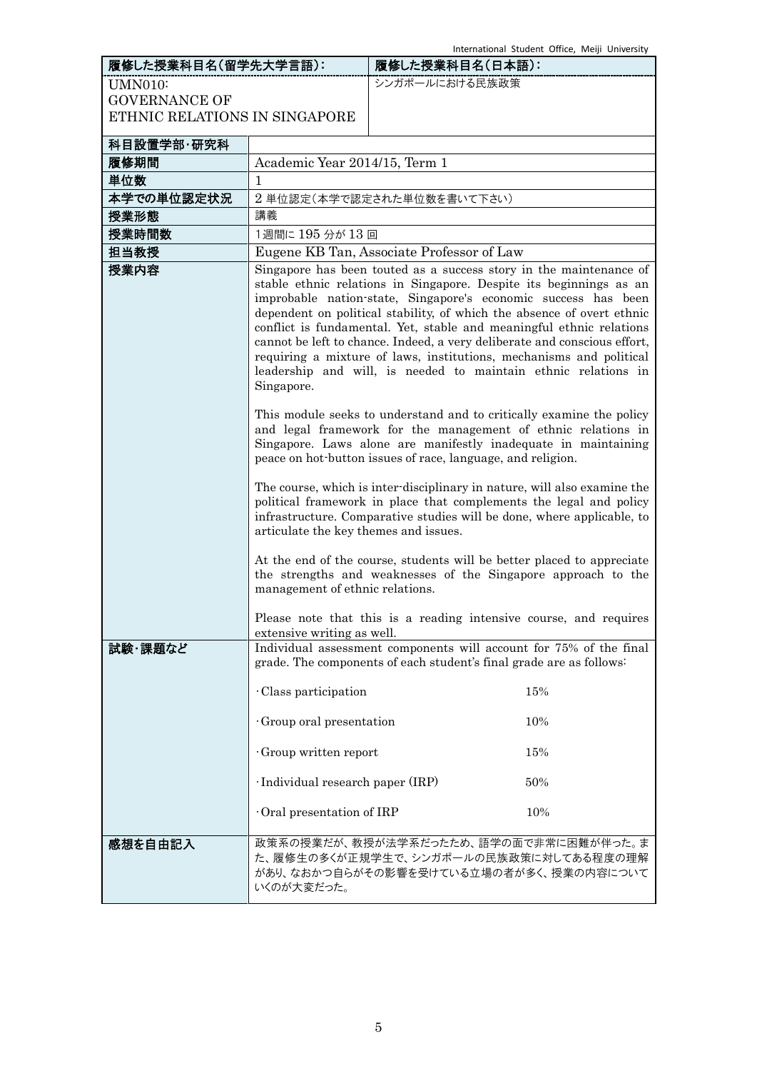| 履修した授業科目名(留学先大学言語): | 履修した授業科目名(日本語): |
|---|---|
| UMN010: GOVERNANCE OF ETHNIC RELATIONS IN SINGAPORE | シンガポールにおける民族政策 |

| 項目 | 内容 |
|---|---|
| 科目設置学部・研究科 | |
| 履修期間 | Academic Year 2014/15, Term 1 |
| 単位数 | 1 |
| 本学での単位認定状況 | 2 単位認定(本学で認定された単位数を書いて下さい) |
| 授業形態 | 講義 |
| 授業時間数 | 1週間に 195 分が 13 回 |
| 担当教授 | Eugene KB Tan, Associate Professor of Law |
| 授業内容 | Singapore has been touted as a success story in the maintenance of stable ethnic relations in Singapore. Despite its beginnings as an improbable nation-state, Singapore's economic success has been dependent on political stability, of which the absence of overt ethnic conflict is fundamental. Yet, stable and meaningful ethnic relations cannot be left to chance. Indeed, a very deliberate and conscious effort, requiring a mixture of laws, institutions, mechanisms and political leadership and will, is needed to maintain ethnic relations in Singapore.<br><br>This module seeks to understand and to critically examine the policy and legal framework for the management of ethnic relations in Singapore. Laws alone are manifestly inadequate in maintaining peace on hot-button issues of race, language, and religion.<br><br>The course, which is inter-disciplinary in nature, will also examine the political framework in place that complements the legal and policy infrastructure. Comparative studies will be done, where applicable, to articulate the key themes and issues.<br><br>At the end of the course, students will be better placed to appreciate the strengths and weaknesses of the Singapore approach to the management of ethnic relations.<br><br>Please note that this is a reading intensive course, and requires extensive writing as well. |
| 試験・課題など | Individual assessment components will account for 75% of the final grade. The components of each student's final grade are as follows:<br><br>·Class participation 15%<br>·Group oral presentation 10%<br>·Group written report 15%<br>·Individual research paper (IRP) 50%<br>·Oral presentation of IRP 10% |
| 感想を自由記入 | 政策系の授業だが、教授が法学系だったため、語学の面で非常に困難が伴った。また、履修生の多くが正規学生で、シンガポールの民族政策に対してある程度の理解があり、なおかつ自らがその影響を受けている立場の者が多く、授業の内容についていくのが大変だった。 |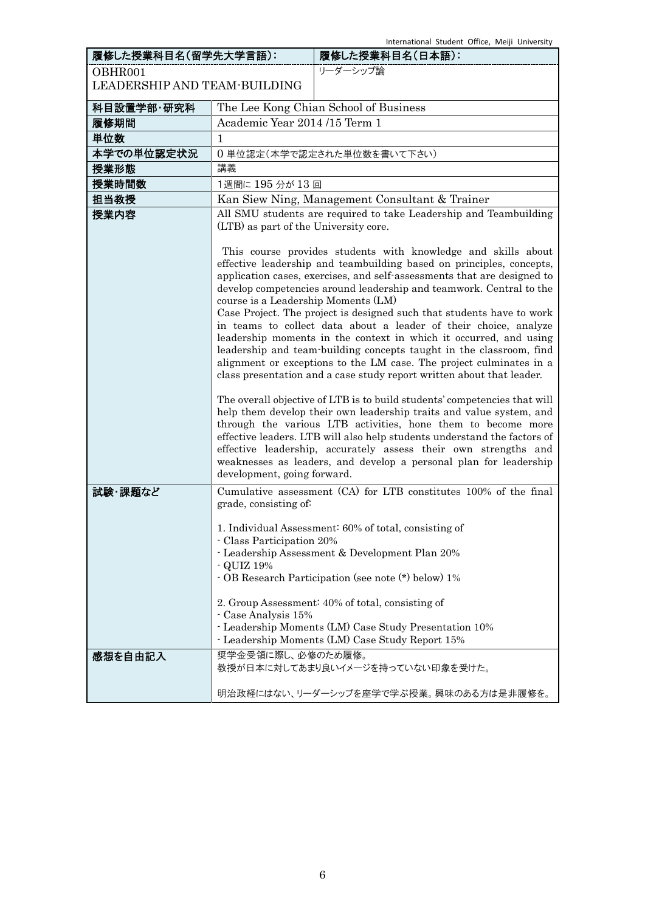| 履修した授業科目名(留学先大学言語): | 履修した授業科目名(日本語): |
|---|---|
| OBHR001<br>LEADERSHIP AND TEAM-BUILDING | リーダーシップ論 |

| | |
|---|---|
| 科目設置学部・研究科 | The Lee Kong Chian School of Business |
| 履修期間 | Academic Year 2014 /15 Term 1 |
| 単位数 | 1 |
| 本学での単位認定状況 | 0 単位認定(本学で認定された単位数を書いて下さい) |
| 授業形態 | 講義 |
| 授業時間数 | 1週間に 195 分が 13 回 |
| 担当教授 | Kan Siew Ning, Management Consultant & Trainer |
| 授業内容 | All SMU students are required to take Leadership and Teambuilding (LTB) as part of the University core.<br><br>This course provides students with knowledge and skills about effective leadership and teambuilding based on principles, concepts, application cases, exercises, and self-assessments that are designed to develop competencies around leadership and teamwork. Central to the course is a Leadership Moments (LM)<br>Case Project. The project is designed such that students have to work in teams to collect data about a leader of their choice, analyze leadership moments in the context in which it occurred, and using leadership and team-building concepts taught in the classroom, find alignment or exceptions to the LM case. The project culminates in a class presentation and a case study report written about that leader.<br><br>The overall objective of LTB is to build students' competencies that will help them develop their own leadership traits and value system, and through the various LTB activities, hone them to become more effective leaders. LTB will also help students understand the factors of effective leadership, accurately assess their own strengths and weaknesses as leaders, and develop a personal plan for leadership development, going forward. |
| 試験・課題など | Cumulative assessment (CA) for LTB constitutes 100% of the final grade, consisting of:<br><br>1. Individual Assessment: 60% of total, consisting of<br>- Class Participation 20%<br>- Leadership Assessment & Development Plan 20%<br>- QUIZ 19%<br>- OB Research Participation (see note (*) below) 1%<br><br>2. Group Assessment: 40% of total, consisting of<br>- Case Analysis 15%<br>- Leadership Moments (LM) Case Study Presentation 10%<br>- Leadership Moments (LM) Case Study Report 15% |
| 感想を自由記入 | 奨学金受領に際し、必修のため履修。<br>教授が日本に対してあまり良いイメージを持っていない印象を受けた。<br><br>明治政経にはない、リーダーシップを座学で学ぶ授業。興味のある方は是非履修を。 |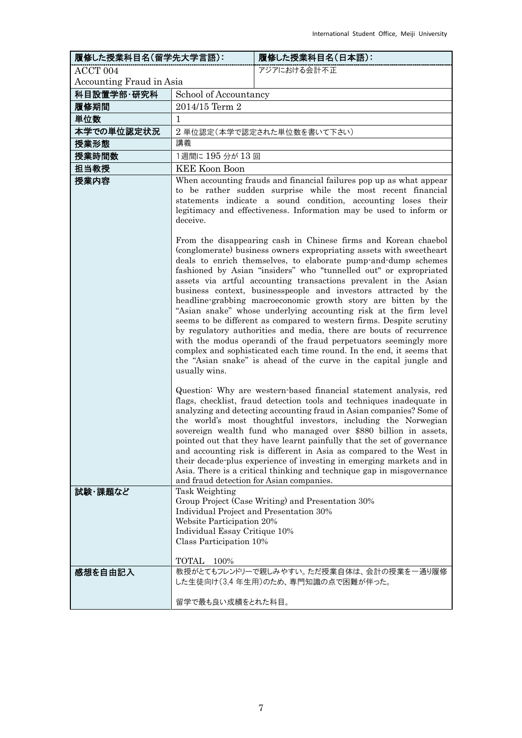| 履修した授業科目名(留学先大学言語): | | 履修した授業科目名(日本語): |
|---|---|---|
| ACCT 004<br>Accounting Fraud in Asia | | アジアにおける会計不正 |
| 科目設置学部・研究科 | School of Accountancy | |
| 履修期間 | 2014/15 Term 2 | |
| 単位数 | 1 | |
| 本学での単位認定状況 | 2 単位認定(本学で認定された単位数を書いて下さい) | |
| 授業形態 | 講義 | |
| 授業時間数 | 1週間に 195 分が 13 回 | |
| 担当教授 | KEE Koon Boon | |
| 授業内容 | When accounting frauds and financial failures pop up as what appear to be rather sudden surprise while the most recent financial statements indicate a sound condition, accounting loses their legitimacy and effectiveness. Information may be used to inform or deceive.<br><br>From the disappearing cash in Chinese firms and Korean chaebol (conglomerate) business owners expropriating assets with sweetheart deals to enrich themselves, to elaborate pump-and-dump schemes fashioned by Asian "insiders" who "tunnelled out" or expropriated assets via artful accounting transactions prevalent in the Asian business context, businesspeople and investors attracted by the headline-grabbing macroeconomic growth story are bitten by the "Asian snake" whose underlying accounting risk at the firm level seems to be different as compared to western firms. Despite scrutiny by regulatory authorities and media, there are bouts of recurrence with the modus operandi of the fraud perpetuators seemingly more complex and sophisticated each time round. In the end, it seems that the "Asian snake" is ahead of the curve in the capital jungle and usually wins.<br><br>Question: Why are western-based financial statement analysis, red flags, checklist, fraud detection tools and techniques inadequate in analyzing and detecting accounting fraud in Asian companies? Some of the world's most thoughtful investors, including the Norwegian sovereign wealth fund who managed over $880 billion in assets, pointed out that they have learnt painfully that the set of governance and accounting risk is different in Asia as compared to the West in their decade-plus experience of investing in emerging markets and in Asia. There is a critical thinking and technique gap in misgovernance and fraud detection for Asian companies. | |
| 試験・課題など | Task Weighting<br>Group Project (Case Writing) and Presentation 30%<br>Individual Project and Presentation 30%<br>Website Participation 20%<br>Individual Essay Critique 10%<br>Class Participation 10%<br><br>TOTAL 100% | |
| 感想を自由記入 | 教授がとてもフレンドリーで親しみやすい。ただ授業自体は、会計の授業を一通り履修した生徒向け(3,4 年生用)のため、専門知識の点で困難が伴った。<br><br>留学で最も良い成績をとれた科目。 | |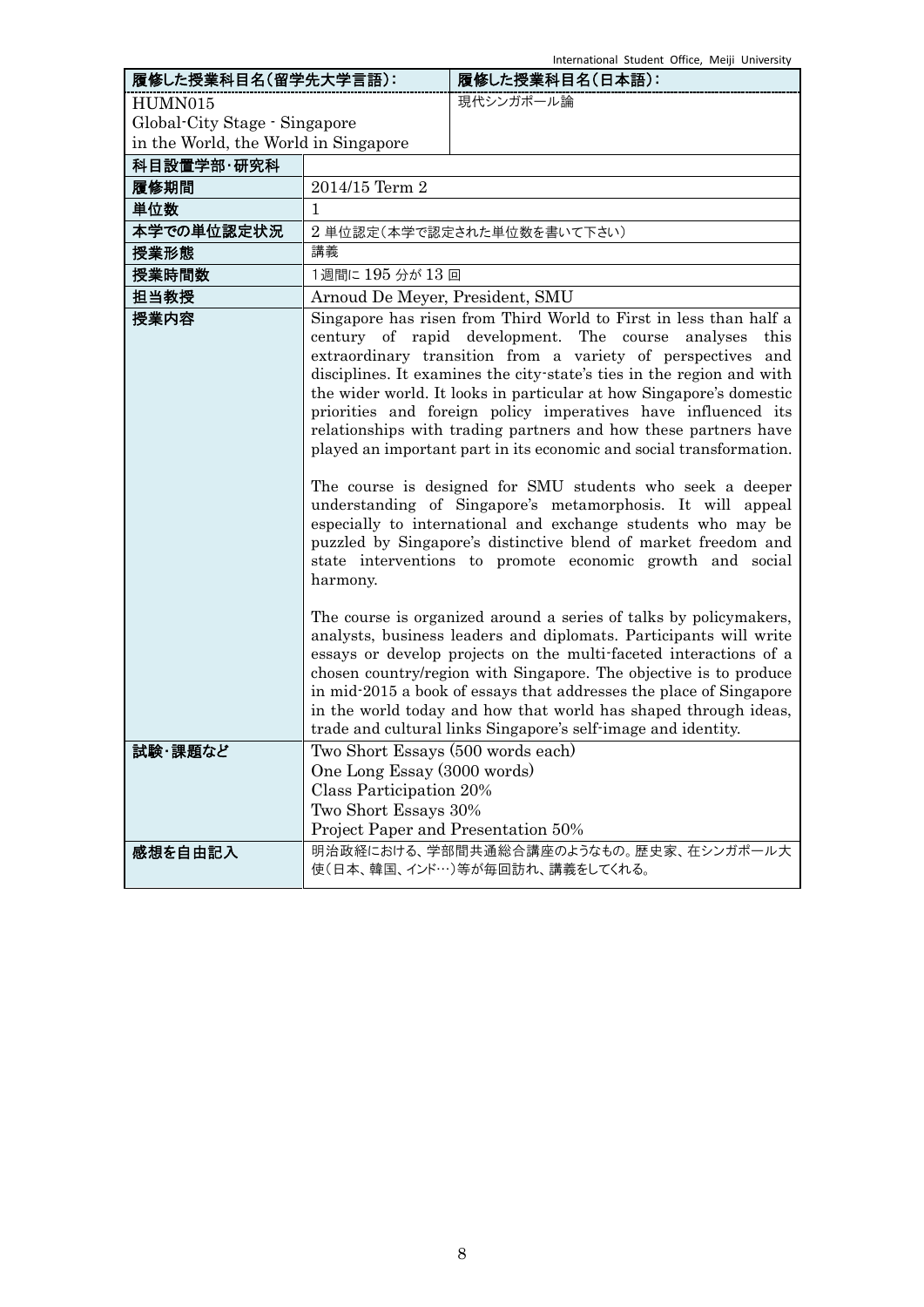| 履修した授業科目名(留学先大学言語): | 履修した授業科目名(日本語): |
|---|---|
| HUMN015<br>Global-City Stage - Singapore in the World, the World in Singapore | 現代シンガポール論 |

| | |
|---|---|
| 科目設置学部･研究科 | |
| 履修期間 | 2014/15 Term 2 |
| 単位数 | 1 |
| 本学での単位認定状況 | 2 単位認定(本学で認定された単位数を書いて下さい) |
| 授業形態 | 講義 |
| 授業時間数 | 1週間に 195 分が 13 回 |
| 担当教授 | Arnoud De Meyer, President, SMU |
| 授業内容 | Singapore has risen from Third World to First in less than half a century of rapid development. The course analyses this extraordinary transition from a variety of perspectives and disciplines. It examines the city-state's ties in the region and with the wider world. It looks in particular at how Singapore's domestic priorities and foreign policy imperatives have influenced its relationships with trading partners and how these partners have played an important part in its economic and social transformation.<br><br>The course is designed for SMU students who seek a deeper understanding of Singapore's metamorphosis. It will appeal especially to international and exchange students who may be puzzled by Singapore's distinctive blend of market freedom and state interventions to promote economic growth and social harmony.<br><br>The course is organized around a series of talks by policymakers, analysts, business leaders and diplomats. Participants will write essays or develop projects on the multi-faceted interactions of a chosen country/region with Singapore. The objective is to produce in mid-2015 a book of essays that addresses the place of Singapore in the world today and how that world has shaped through ideas, trade and cultural links Singapore's self-image and identity. |
| 試験･課題など | Two Short Essays (500 words each)<br>One Long Essay (3000 words)<br>Class Participation 20%<br>Two Short Essays 30%<br>Project Paper and Presentation 50% |
| 感想を自由記入 | 明治政経における、学部間共通総合講座のようなもの。歴史家、在シンガポール大使(日本、韓国、インド…)等が毎回訪れ、講義をしてくれる。 |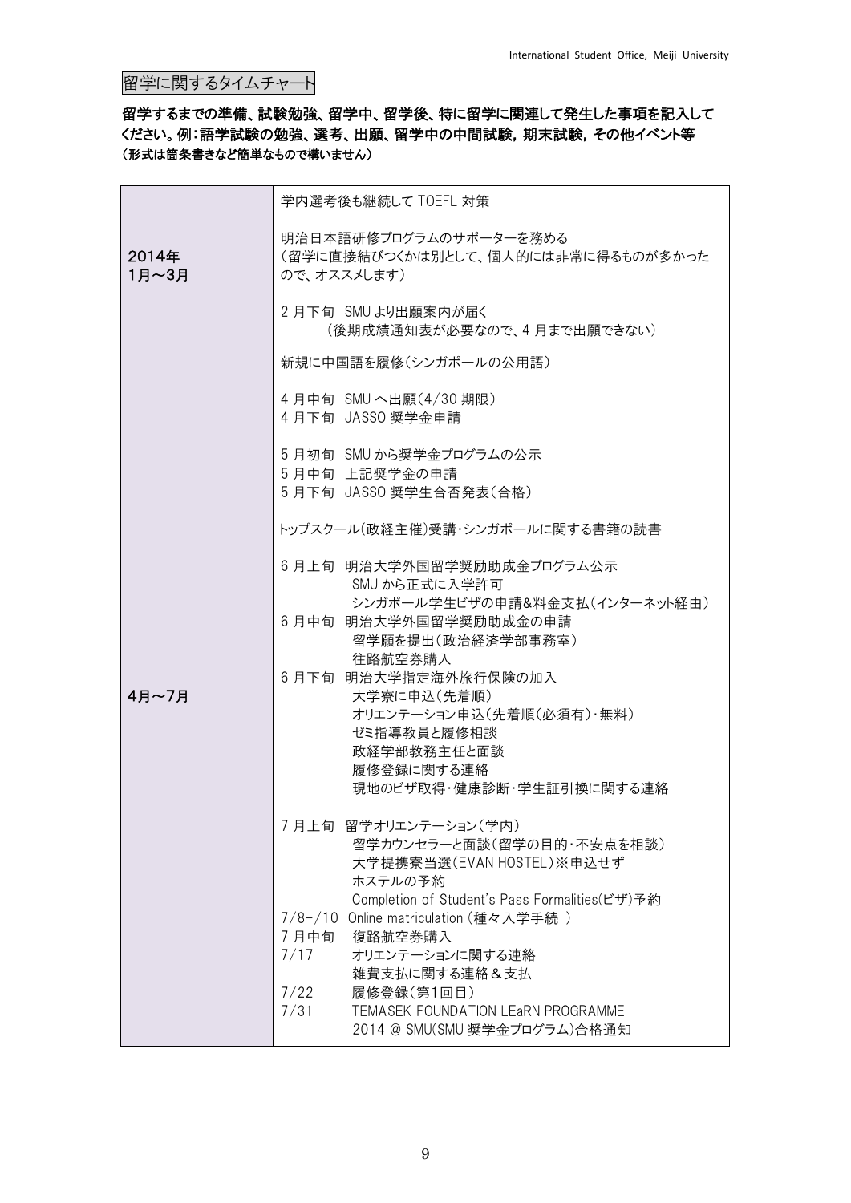## 留学に関するタイムチャート

**留学するまでの準備、試験勉強、留学中、留学後、特に留学に関連して発生した事項を記入してください。例：語学試験の勉強、選考、出願、留学中の中間試験，期末試験，その他イベント等**
**（形式は箇条書きなど簡単なもので構いません）**

| | |
|---|---|
| 2014年<br>1月～3月 | 学内選考後も継続して TOEFL 対策<br><br>明治日本語研修プログラムのサポーターを務める<br>（留学に直接結びつくかは別として、個人的には非常に得るものが多かったので、オススメします）<br><br>2 月下旬　SMU より出願案内が届く<br>（後期成績通知表が必要なので、4 月まで出願できない） |
| 4月～7月 | 新規に中国語を履修（シンガポールの公用語）<br><br>4 月中旬　SMU へ出願（4/30 期限）<br>4 月下旬　JASSO 奨学金申請<br><br>5 月初旬　SMU から奨学金プログラムの公示<br>5 月中旬　上記奨学金の申請<br>5 月下旬　JASSO 奨学生合否発表（合格）<br><br>トップスクール（政経主催）受講・シンガポールに関する書籍の読書<br><br>6 月上旬　明治大学外国留学奨励助成金プログラム公示<br>SMU から正式に入学許可<br>シンガポール学生ビザの申請&料金支払（インターネット経由）<br>6 月中旬　明治大学外国留学奨励助成金の申請<br>留学願を提出（政治経済学部事務室）<br>往路航空券購入<br>6 月下旬　明治大学指定海外旅行保険の加入<br>大学寮に申込（先着順）<br>オリエンテーション申込（先着順（必須有）・無料）<br>ゼミ指導教員と履修相談<br>政経学部教務主任と面談<br>履修登録に関する連絡<br>現地のビザ取得・健康診断・学生証引換に関する連絡<br><br>7 月上旬　留学オリエンテーション（学内）<br>留学カウンセラーと面談（留学の目的・不安点を相談）<br>大学提携寮当選（EVAN HOSTEL）※申込せず<br>ホステルの予約<br>Completion of Student's Pass Formalities(ビザ)予約<br>7/8-/10　Online matriculation (種々入学手続 )<br>7 月中旬　復路航空券購入<br>7/17　オリエンテーションに関する連絡<br>雑費支払に関する連絡＆支払<br>7/22　履修登録（第1回目）<br>7/31　TEMASEK FOUNDATION LEaRN PROGRAMME 2014 @ SMU(SMU 奨学金プログラム)合格通知 |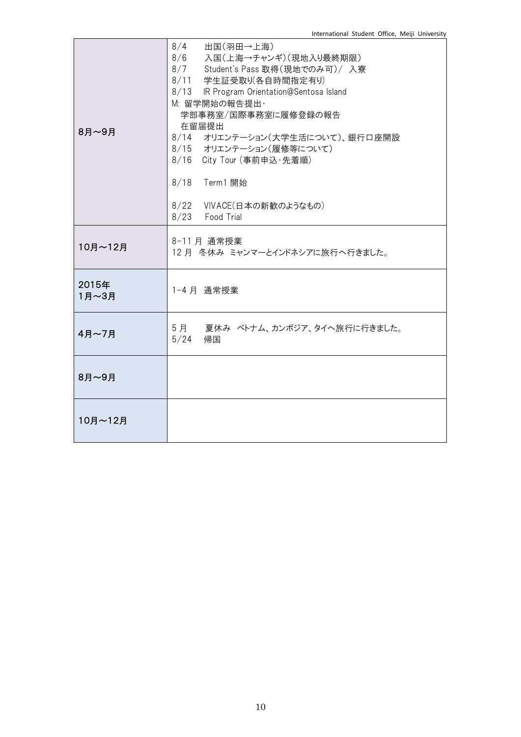| | |
|---|---|
| 8月～9月 | 8/4　出国(羽田→上海)<br>8/6　入国(上海→チャンギ)(現地入り最終期限)<br>8/7　Student's Pass 取得(現地でのみ可)/ 入寮<br>8/11　学生証受取り(各自時間指定有り)<br>8/13　IR Program Orientation@Sentosa Island<br>M: 留学開始の報告提出・<br>学部事務室/国際事務室に履修登録の報告<br>在留届提出<br>8/14　オリエンテーション(大学生活について)、銀行口座開設<br>8/15　オリエンテーション(履修等について)<br>8/16　City Tour (事前申込・先着順)<br><br>8/18　Term1 開始<br><br>8/22　VIVACE(日本の新歓のようなもの)<br>8/23　Food Trial |
| 10月～12月 | 8-11 月 通常授業<br>12 月 冬休み ミャンマーとインドネシアに旅行へ行きました。 |
| 2015年<br>1月～3月 | 1-4 月 通常授業 |
| 4月～7月 | 5 月　夏休み ベトナム、カンボジア、タイへ旅行に行きました。<br>5/24　帰国 |
| 8月～9月 | |
| 10月～12月 | |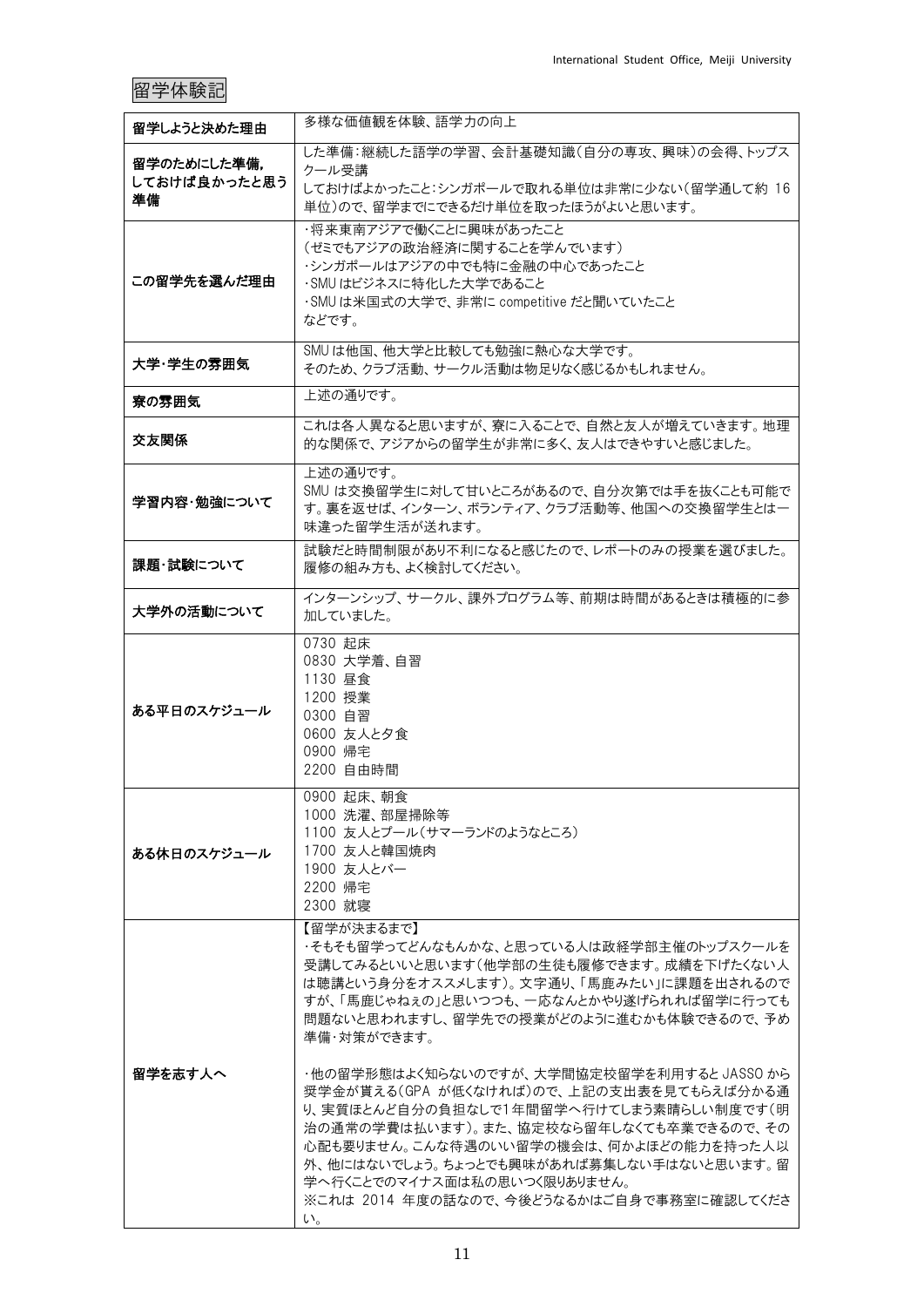留学体験記

| | |
|---|---|
| **留学しようと決めた理由** | 多様な価値観を体験、語学力の向上 |
| **留学のためにした準備, しておけば良かったと思う準備** | した準備：継続した語学の学習、会計基礎知識（自分の専攻、興味）の会得、トップスクール受講<br>しておけばよかったこと：シンガポールで取れる単位は非常に少ない（留学通して約 16 単位）ので、留学までにできるだけ単位を取ったほうがよいと思います。 |
| **この留学先を選んだ理由** | ・将来東南アジアで働くことに興味があったこと<br>（ゼミでもアジアの政治経済に関することを学んでいます）<br>・シンガポールはアジアの中でも特に金融の中心であったこと<br>・SMU はビジネスに特化した大学であること<br>・SMU は米国式の大学で、非常に competitive だと聞いていたこと<br>などです。 |
| **大学・学生の雰囲気** | SMU は他国、他大学と比較しても勉強に熱心な大学です。<br>そのため、クラブ活動、サークル活動は物足りなく感じるかもしれません。 |
| **寮の雰囲気** | 上述の通りです。 |
| **交友関係** | これは各人異なると思いますが、寮に入ることで、自然と友人が増えていきます。地理的な関係で、アジアからの留学生が非常に多く、友人はできやすいと感じました。 |
| **学習内容・勉強について** | 上述の通りです。<br>SMU は交換留学生に対して甘いところがあるので、自分次第では手を抜くことも可能です。裏を返せば、インターン、ボランティア、クラブ活動等、他国への交換留学生とは一味違った留学生活が送れます。 |
| **課題・試験について** | 試験だと時間制限があり不利になると感じたので、レポートのみの授業を選びました。履修の組み方も、よく検討してください。 |
| **大学外の活動について** | インターンシップ、サークル、課外プログラム等、前期は時間があるときは積極的に参加していました。 |
| **ある平日のスケジュール** | 0730 起床<br>0830 大学着、自習<br>1130 昼食<br>1200 授業<br>0300 自習<br>0600 友人と夕食<br>0900 帰宅<br>2200 自由時間 |
| **ある休日のスケジュール** | 0900 起床、朝食<br>1000 洗濯、部屋掃除等<br>1100 友人とプール（サマーランドのようなところ）<br>1700 友人と韓国焼肉<br>1900 友人とバー<br>2200 帰宅<br>2300 就寝 |
| **留学を志す人へ** | 【留学が決まるまで】<br>・そもそも留学ってどんなもんかな、と思っている人は政経学部主催のトップスクールを受講してみるといいと思います（他学部の生徒も履修できます。成績を下げたくない人は聴講という身分をオススメします）。文字通り、「馬鹿みたい」に課題を出されるのですが、「馬鹿じゃねぇの」と思いつつも、一応なんとかやり遂げられれば留学に行っても問題ないと思われますし、留学先での授業がどのように進むかも体験できるので、予め準備・対策ができます。<br><br>・他の留学形態はよく知らないのですが、大学間協定校留学を利用すると JASSO から奨学金が貰える（GPA が低くなければ）ので、上記の支出表を見てもらえば分かる通り、実質ほとんど自分の負担なしで1年間留学へ行けてしまう素晴らしい制度です（明治の通常の学費は払います）。また、協定校なら留年しなくても卒業できるので、その心配も要りません。こんな待遇のいい留学の機会は、何かよほどの能力を持った人以外、他にはないでしょう。ちょっとでも興味があれば募集しない手はないと思います。留学へ行くことでのマイナス面は私の思いつく限りありません。<br>※これは 2014 年度の話なので、今後どうなるかはご自身で事務室に確認してください。 |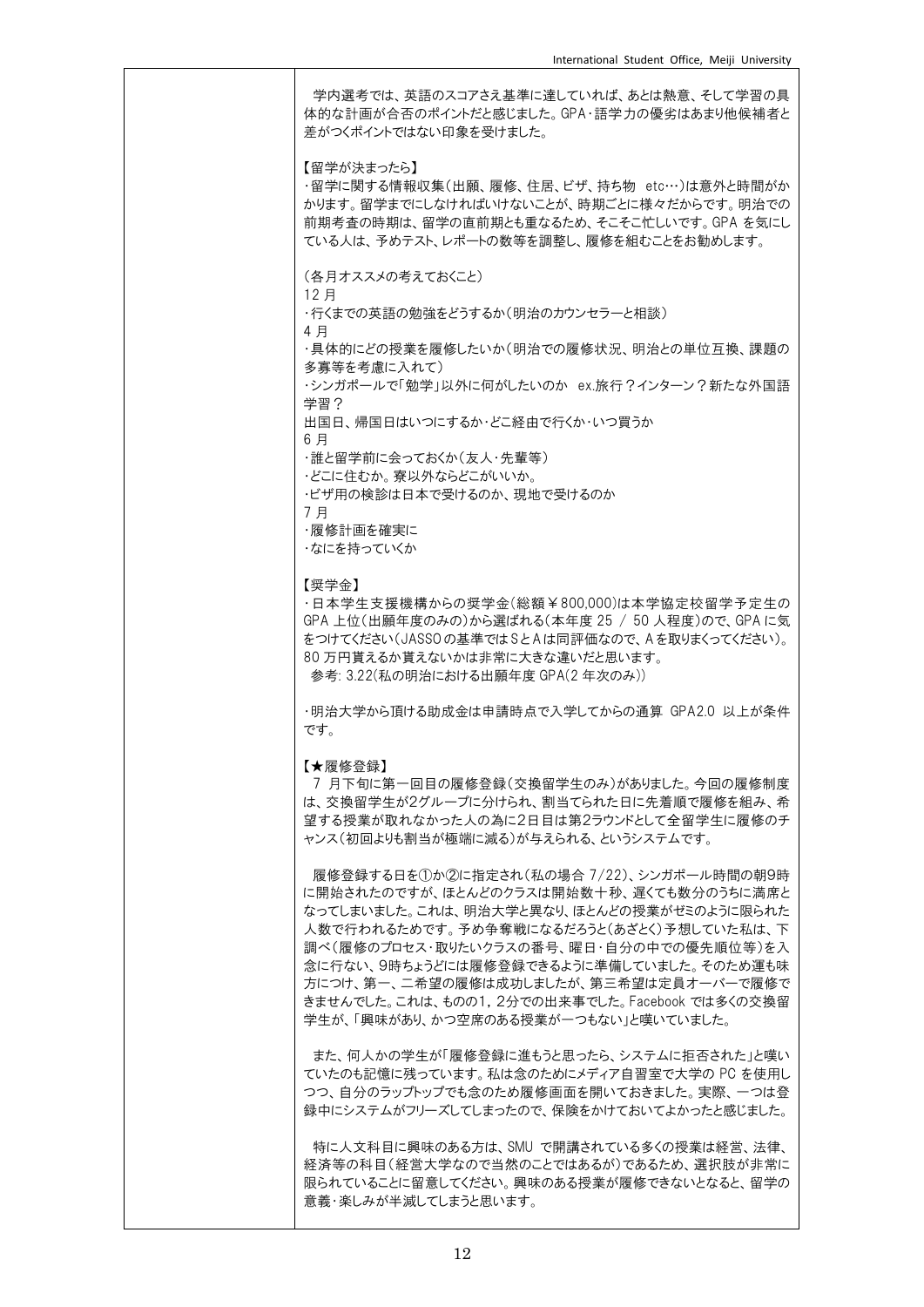学内選考では、英語のスコアさえ基準に達していれば、あとは熱意、そして学習の具体的な計画が合否のポイントだと感じました。GPA・語学力の優劣はあまり他候補者と差がつくポイントではない印象を受けました。

【留学が決まったら】

・留学に関する情報収集(出願、履修、住居、ビザ、持ち物 etc…)は意外と時間がかかります。留学までにしなければいけないことが、時期ごとに様々だからです。明治での前期考査の時期は、留学の直前期とも重なるため、そこそこ忙しいです。GPA を気にしている人は、予めテスト、レポートの数等を調整し、履修を組むことをお勧めします。

(各月オススメの考えておくこと)

12 月

・行くまでの英語の勉強をどうするか(明治のカウンセラーと相談)

4 月

・具体的にどの授業を履修したいか(明治での履修状況、明治との単位互換、課題の多寡等を考慮に入れて)

・シンガポールで「勉学」以外に何がしたいのか ex.旅行?インターン?新たな外国語学習?

出国日、帰国日はいつにするか・どこ経由で行くか・いつ買うか

6 月

・誰と留学前に会っておくか(友人・先輩等)

・どこに住むか。寮以外ならどこがいいか。

・ビザ用の検診は日本で受けるのか、現地で受けるのか

7 月

・履修計画を確実に

・なにを持っていくか

【奨学金】

・日本学生支援機構からの奨学金(総額￥800,000)は本学協定校留学予定生の GPA 上位(出願年度のみの)から選ばれる(本年度 25 / 50 人程度)ので、GPA に気をつけてください(JASSO の基準では S と A は同評価なので、A を取りまくってください)。80 万円貰えるか貰えないかは非常に大きな違いだと思います。

参考: 3.22(私の明治における出願年度 GPA(2 年次のみ))

・明治大学から頂ける助成金は申請時点で入学してからの通算 GPA2.0 以上が条件です。

【★履修登録】

7 月下旬に第一回目の履修登録(交換留学生のみ)がありました。今回の履修制度は、交換留学生が2グループに分けられ、割当てられた日に先着順で履修を組み、希望する授業が取れなかった人の為に2日目は第2ラウンドとして全留学生に履修のチャンス(初回よりも割当が極端に減る)が与えられる、というシステムです。

履修登録する日を①か②に指定され(私の場合 7/22)、シンガポール時間の朝9時に開始されたのですが、ほとんどのクラスは開始数十秒、遅くても数分のうちに満席となってしまいました。これは、明治大学と異なり、ほとんどの授業がゼミのように限られた人数で行われるためです。予め争奪戦になるだろうと(あざとく)予想していた私は、下調べ(履修のプロセス・取りたいクラスの番号、曜日・自分の中での優先順位等)を入念に行ない、9時ちょうどには履修登録できるように準備していました。そのため運も味方につけ、第一、二希望の履修は成功しましたが、第三希望は定員オーバーで履修できませんでした。これは、ものの1，2分での出来事でした。Facebook では多くの交換留学生が、「興味があり、かつ空席のある授業が一つもない」と嘆いていました。

また、何人かの学生が「履修登録に進もうと思ったら、システムに拒否された」と嘆いていたのも記憶に残っています。私は念のためにメディア自習室で大学の PC を使用しつつ、自分のラップトップでも念のため履修画面を開いておきました。実際、一つは登録中にシステムがフリーズしてしまったので、保険をかけておいてよかったと感じました。

特に人文科目に興味のある方は、SMU で開講されている多くの授業は経営、法律、経済等の科目(経営大学なので当然のことではあるが)であるため、選択肢が非常に限られていることに留意してください。興味のある授業が履修できないとなると、留学の意義・楽しみが半減してしまうと思います。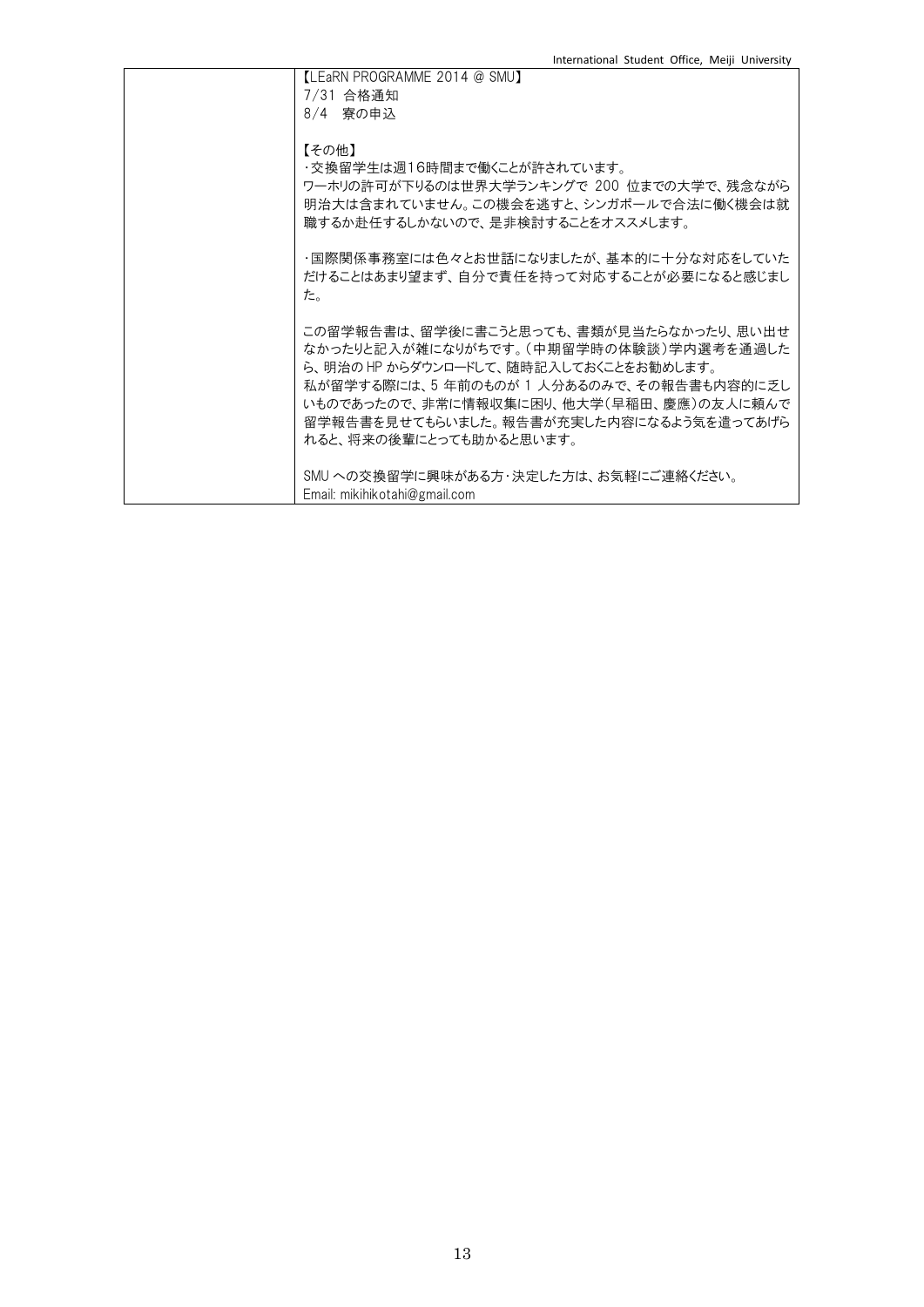| | |
|---|---|
| | 【LEaRN PROGRAMME 2014 @ SMU】<br>7/31 合格通知<br>8/4　寮の申込<br><br>【その他】<br>・交換留学生は週16時間まで働くことが許されています。<br>ワーホリの許可が下りるのは世界大学ランキングで 200 位までの大学で、残念ながら明治大は含まれていません。この機会を逃すと、シンガポールで合法に働く機会は就職するか赴任するしかないので、是非検討することをオススメします。<br><br>・国際関係事務室には色々とお世話になりましたが、基本的に十分な対応をしていただけることはあまり望まず、自分で責任を持って対応することが必要になると感じました。<br><br>この留学報告書は、留学後に書こうと思っても、書類が見当たらなかったり、思い出せなかったりと記入が雑になりがちです。（中期留学時の体験談）学内選考を通過したら、明治の HP からダウンロードして、随時記入しておくことをお勧めします。<br>私が留学する際には、5 年前のものが 1 人分あるのみで、その報告書も内容的に乏しいものであったので、非常に情報収集に困り、他大学（早稲田、慶應）の友人に頼んで留学報告書を見せてもらいました。報告書が充実した内容になるよう気を遣ってあげられると、将来の後輩にとっても助かると思います。<br><br>SMU への交換留学に興味がある方・決定した方は、お気軽にご連絡ください。<br>Email: mikihikotahi@gmail.com |